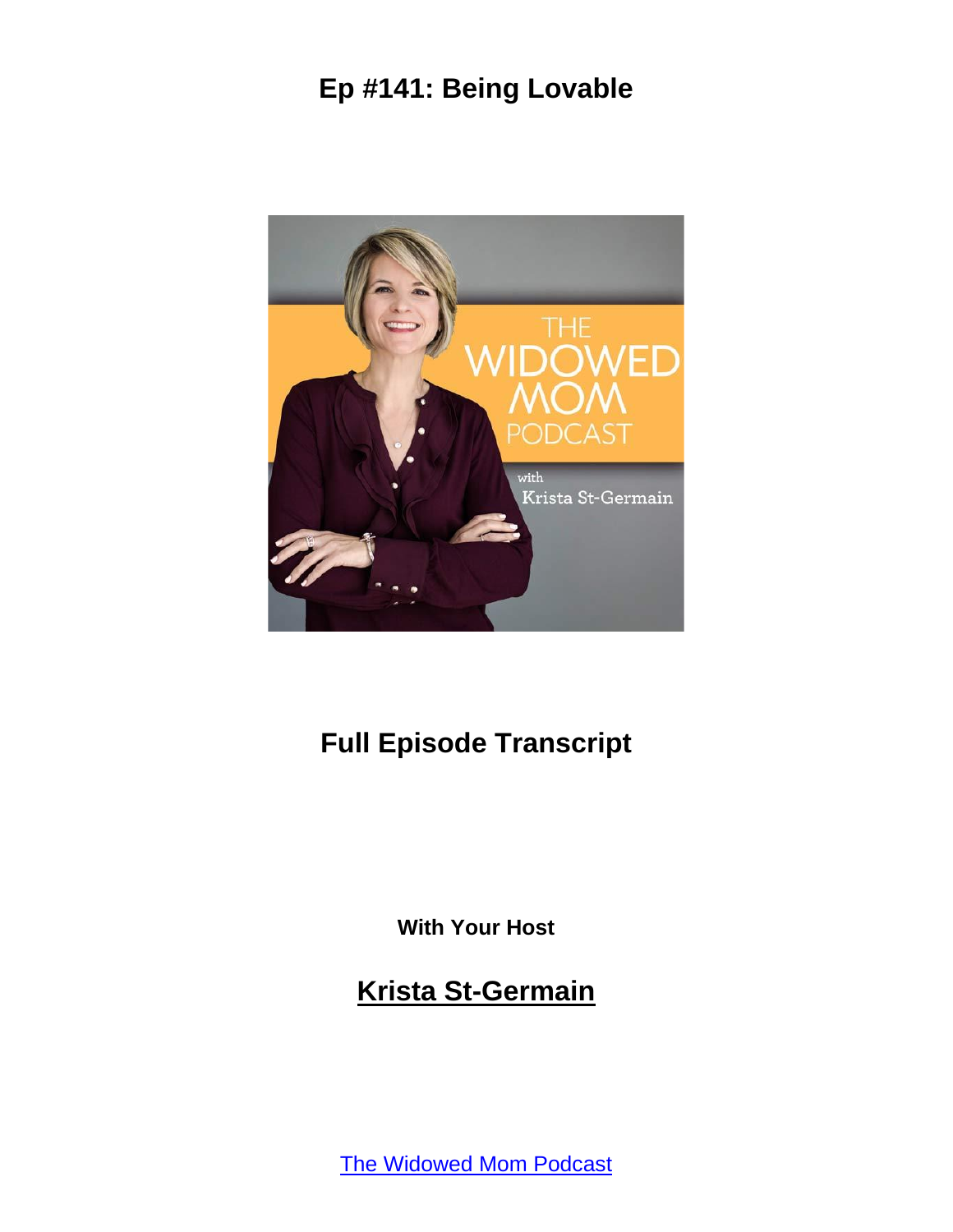# Ep #141: Being Lovable

## Full Episode Transcript

**With Your Host**

## Krista St-Germain

The Widowed Mom Podcast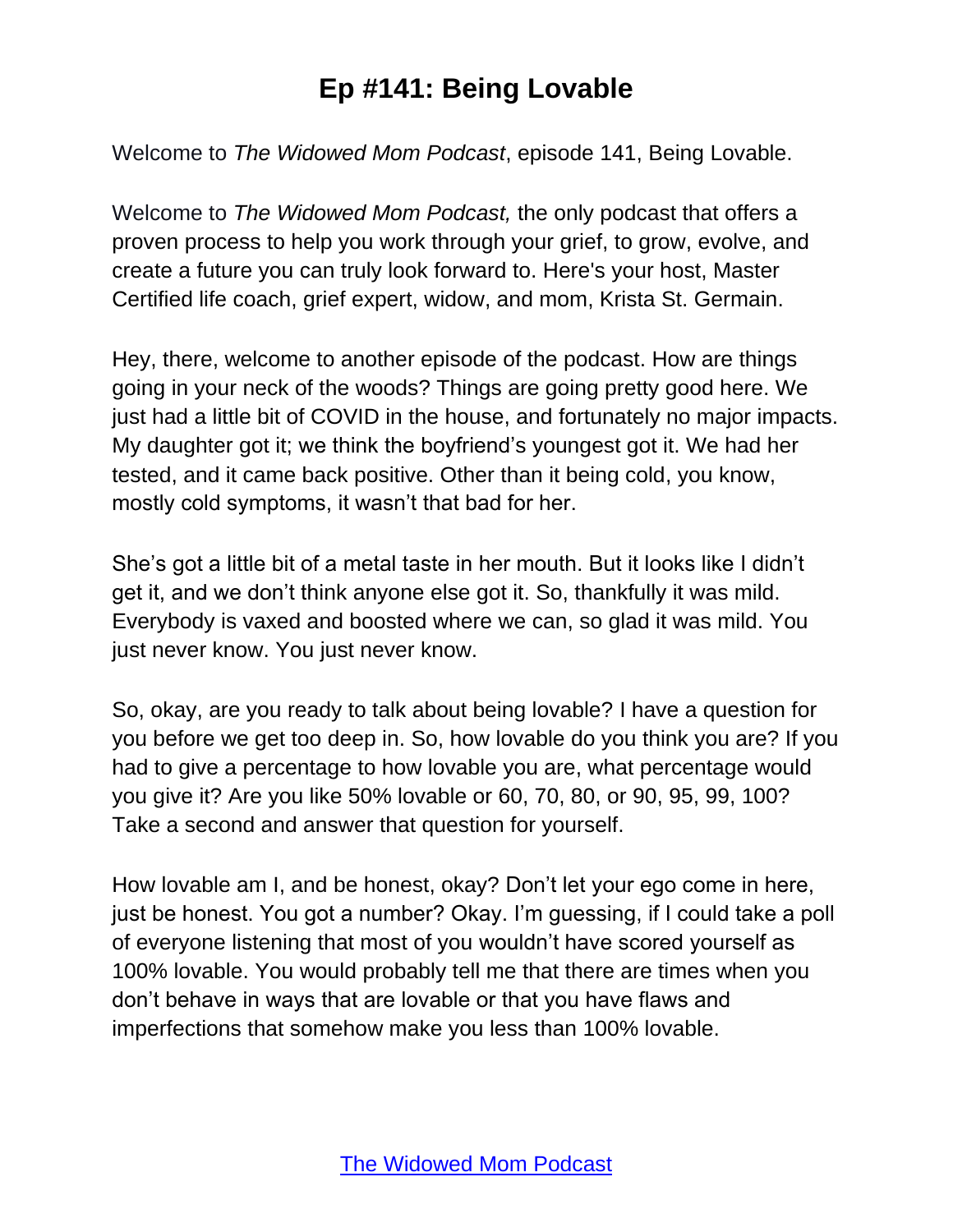# Ep #141: Being Lovable

Welcome to *The Widowed Mom Podcast*, episode 141, Being Lovable.

Welcome to *The Widowed Mom Podcast,* the only podcast that offers a proven process to help you work through your grief, to grow, evolve, and create a future you can truly look forward to. Here's your host, Master Certified life coach, grief expert, widow, and mom, Krista St. Germain.

Hey, there, welcome to another episode of the podcast. How are things going in your neck of the woods? Things are going pretty good here. We just had a little bit of COVID in the house, and fortunately no major impacts. My daughter got it; we think the boyfriend's youngest got it. We had her tested, and it came back positive. Other than it being cold, you know, mostly cold symptoms, it wasn't that bad for her.

She's got a little bit of a metal taste in her mouth. But it looks like I didn't get it, and we don't think anyone else got it. So, thankfully it was mild. Everybody is vaxed and boosted where we can, so glad it was mild. You just never know. You just never know.

So, okay, are you ready to talk about being lovable? I have a question for you before we get too deep in. So, how lovable do you think you are? If you had to give a percentage to how lovable you are, what percentage would you give it? Are you like 50% lovable or 60, 70, 80, or 90, 95, 99, 100? Take a second and answer that question for yourself.

How lovable am I, and be honest, okay? Don't let your ego come in here, just be honest. You got a number? Okay. I'm guessing, if I could take a poll of everyone listening that most of you wouldn't have scored yourself as 100% lovable. You would probably tell me that there are times when you don't behave in ways that are lovable or that you have flaws and imperfections that somehow make you less than 100% lovable.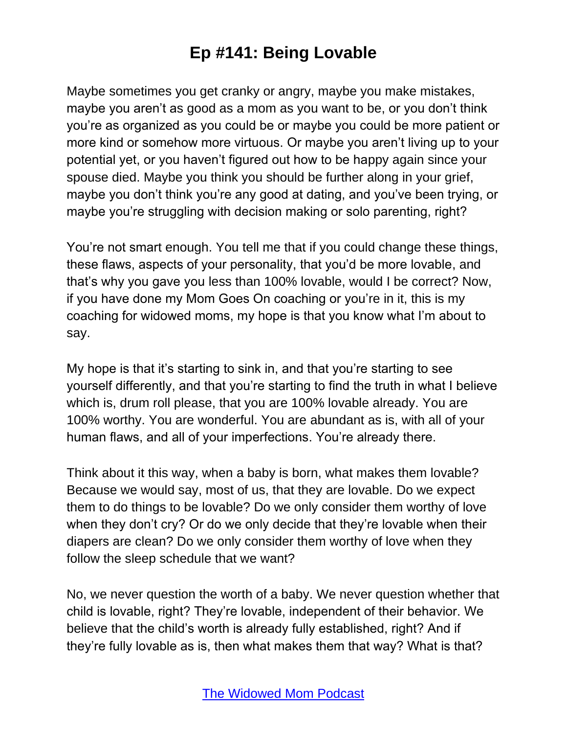# Ep #141: Being Lovable

Maybe sometimes you get cranky or angry, maybe you make mistakes, maybe you aren't as good as a mom as you want to be, or you don't think you're as organized as you could be or maybe you could be more patient or more kind or somehow more virtuous. Or maybe you aren't living up to your potential yet, or you haven't figured out how to be happy again since your spouse died. Maybe you think you should be further along in your grief, maybe you don't think you're any good at dating, and you've been trying, or maybe you're struggling with decision making or solo parenting, right?

You're not smart enough. You tell me that if you could change these things, these flaws, aspects of your personality, that you'd be more lovable, and that's why you gave you less than 100% lovable, would I be correct? Now, if you have done my Mom Goes On coaching or you're in it, this is my coaching for widowed moms, my hope is that you know what I'm about to say.

My hope is that it's starting to sink in, and that you're starting to see yourself differently, and that you're starting to find the truth in what I believe which is, drum roll please, that you are 100% lovable already. You are 100% worthy. You are wonderful. You are abundant as is, with all of your human flaws, and all of your imperfections. You're already there.

Think about it this way, when a baby is born, what makes them lovable? Because we would say, most of us, that they are lovable. Do we expect them to do things to be lovable? Do we only consider them worthy of love when they don't cry? Or do we only decide that they're lovable when their diapers are clean? Do we only consider them worthy of love when they follow the sleep schedule that we want?

No, we never question the worth of a baby. We never question whether that child is lovable, right? They're lovable, independent of their behavior. We believe that the child's worth is already fully established, right? And if they're fully lovable as is, then what makes them that way? What is that?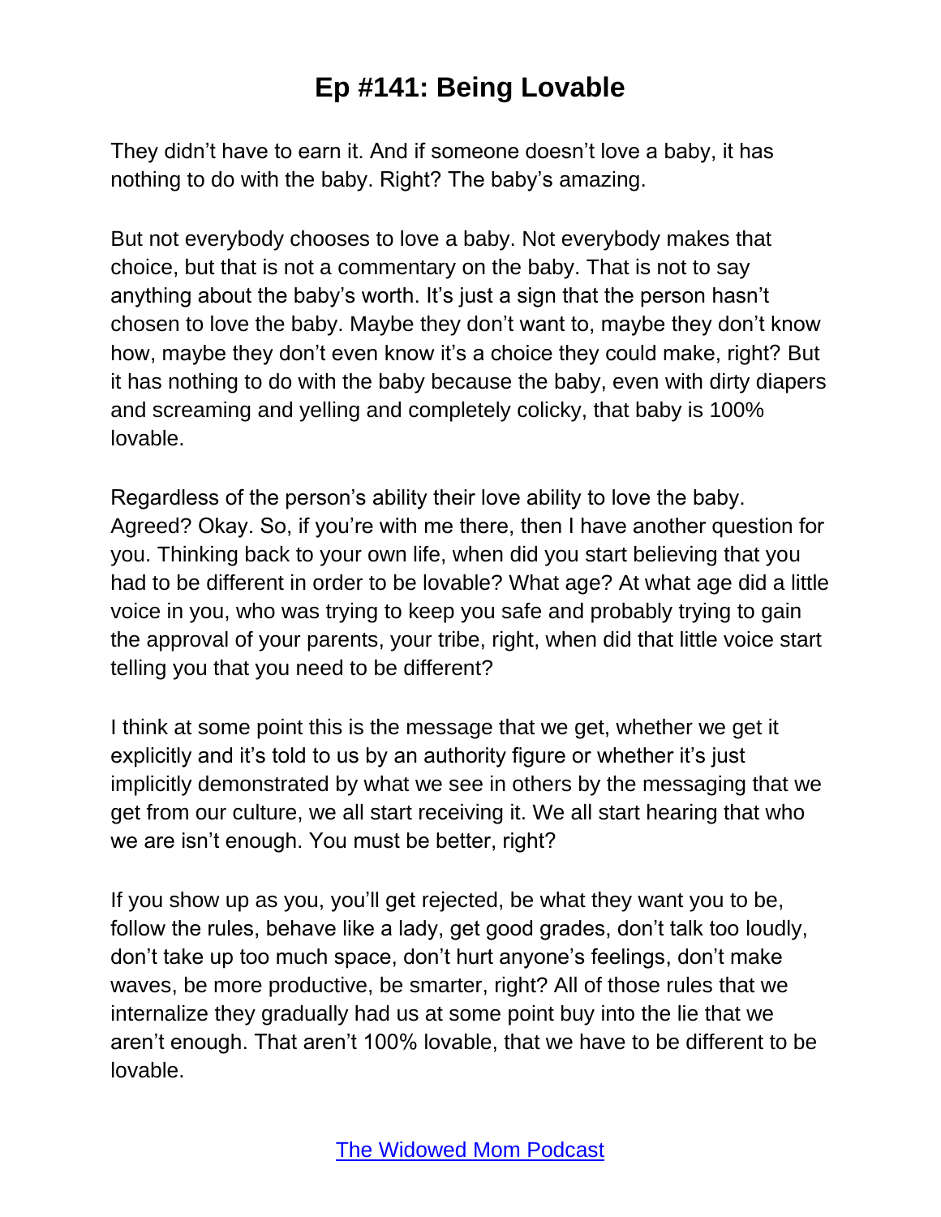They didn't have to earn it. And if someone doesn't love a baby, it has nothing to do with the baby. Right? The baby's amazing.

But not everybody chooses to love a baby. Not everybody makes that choice, but that is not a commentary on the baby. That is not to say anything about the baby's worth. It's just a sign that the person hasn't chosen to love the baby. Maybe they don't want to, maybe they don't know how, maybe they don't even know it's a choice they could make, right? But it has nothing to do with the baby because the baby, even with dirty diapers and screaming and yelling and completely colicky, that baby is 100% lovable.

Regardless of the person's ability their love ability to love the baby. Agreed? Okay. So, if you're with me there, then I have another question for you. Thinking back to your own life, when did you start believing that you had to be different in order to be lovable? What age? At what age did a little voice in you, who was trying to keep you safe and probably trying to gain the approval of your parents, your tribe, right, when did that little voice start telling you that you need to be different?

I think at some point this is the message that we get, whether we get it explicitly and it's told to us by an authority figure or whether it's just implicitly demonstrated by what we see in others by the messaging that we get from our culture, we all start receiving it. We all start hearing that who we are isn't enough. You must be better, right?

If you show up as you, you'll get rejected, be what they want you to be, follow the rules, behave like a lady, get good grades, don't talk too loudly, don't take up too much space, don't hurt anyone's feelings, don't make waves, be more productive, be smarter, right? All of those rules that we internalize they gradually had us at some point buy into the lie that we aren't enough. That aren't 100% lovable, that we have to be different to be lovable.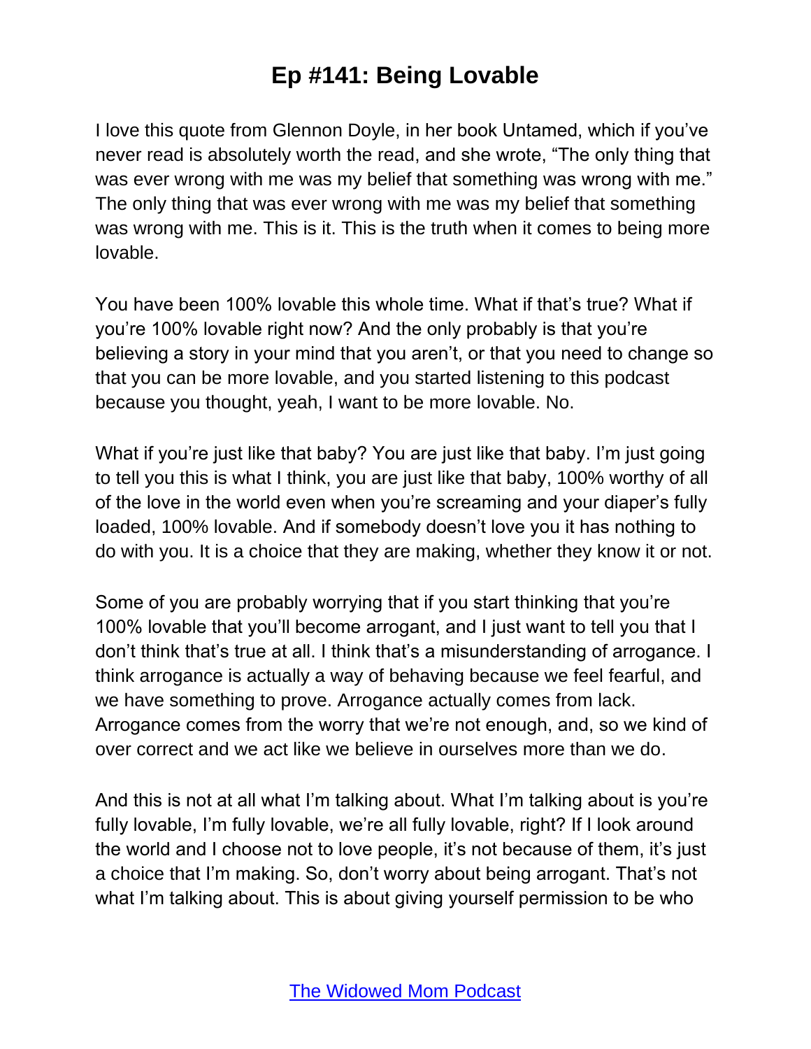I love this quote from Glennon Doyle, in her book Untamed, which if you've never read is absolutely worth the read, and she wrote, "The only thing that was ever wrong with me was my belief that something was wrong with me." The only thing that was ever wrong with me was my belief that something was wrong with me. This is it. This is the truth when it comes to being more lovable.

You have been 100% lovable this whole time. What if that's true? What if you're 100% lovable right now? And the only probably is that you're believing a story in your mind that you aren't, or that you need to change so that you can be more lovable, and you started listening to this podcast because you thought, yeah, I want to be more lovable. No.

What if you're just like that baby? You are just like that baby. I'm just going to tell you this is what I think, you are just like that baby, 100% worthy of all of the love in the world even when you're screaming and your diaper's fully loaded, 100% lovable. And if somebody doesn't love you it has nothing to do with you. It is a choice that they are making, whether they know it or not.

Some of you are probably worrying that if you start thinking that you're 100% lovable that you'll become arrogant, and I just want to tell you that I don't think that's true at all. I think that's a misunderstanding of arrogance. I think arrogance is actually a way of behaving because we feel fearful, and we have something to prove. Arrogance actually comes from lack. Arrogance comes from the worry that we're not enough, and, so we kind of over correct and we act like we believe in ourselves more than we do.

And this is not at all what I'm talking about. What I'm talking about is you're fully lovable, I'm fully lovable, we're all fully lovable, right? If I look around the world and I choose not to love people, it's not because of them, it's just a choice that I'm making. So, don't worry about being arrogant. That's not what I'm talking about. This is about giving yourself permission to be who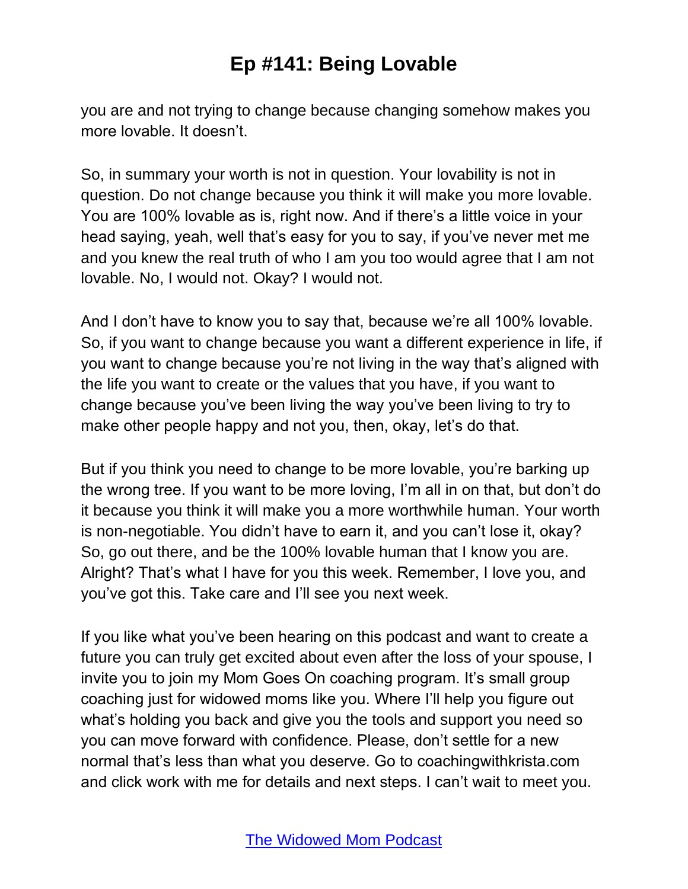you are and not trying to change because changing somehow makes you more lovable. It doesn't.

So, in summary your worth is not in question. Your lovability is not in question. Do not change because you think it will make you more lovable. You are 100% lovable as is, right now. And if there's a little voice in your head saying, yeah, well that's easy for you to say, if you've never met me and you knew the real truth of who I am you too would agree that I am not lovable. No, I would not. Okay? I would not.

And I don't have to know you to say that, because we're all 100% lovable. So, if you want to change because you want a different experience in life, if you want to change because you're not living in the way that's aligned with the life you want to create or the values that you have, if you want to change because you've been living the way you've been living to try to make other people happy and not you, then, okay, let's do that.

But if you think you need to change to be more lovable, you're barking up the wrong tree. If you want to be more loving, I'm all in on that, but don't do it because you think it will make you a more worthwhile human. Your worth is non-negotiable. You didn't have to earn it, and you can't lose it, okay? So, go out there, and be the 100% lovable human that I know you are. Alright? That's what I have for you this week. Remember, I love you, and you've got this. Take care and I'll see you next week.

If you like what you've been hearing on this podcast and want to create a future you can truly get excited about even after the loss of your spouse, I invite you to join my Mom Goes On coaching program. It's small group coaching just for widowed moms like you. Where I'll help you figure out what's holding you back and give you the tools and support you need so you can move forward with confidence. Please, don't settle for a new normal that's less than what you deserve. Go to coachingwithkrista.com and click work with me for details and next steps. I can't wait to meet you.